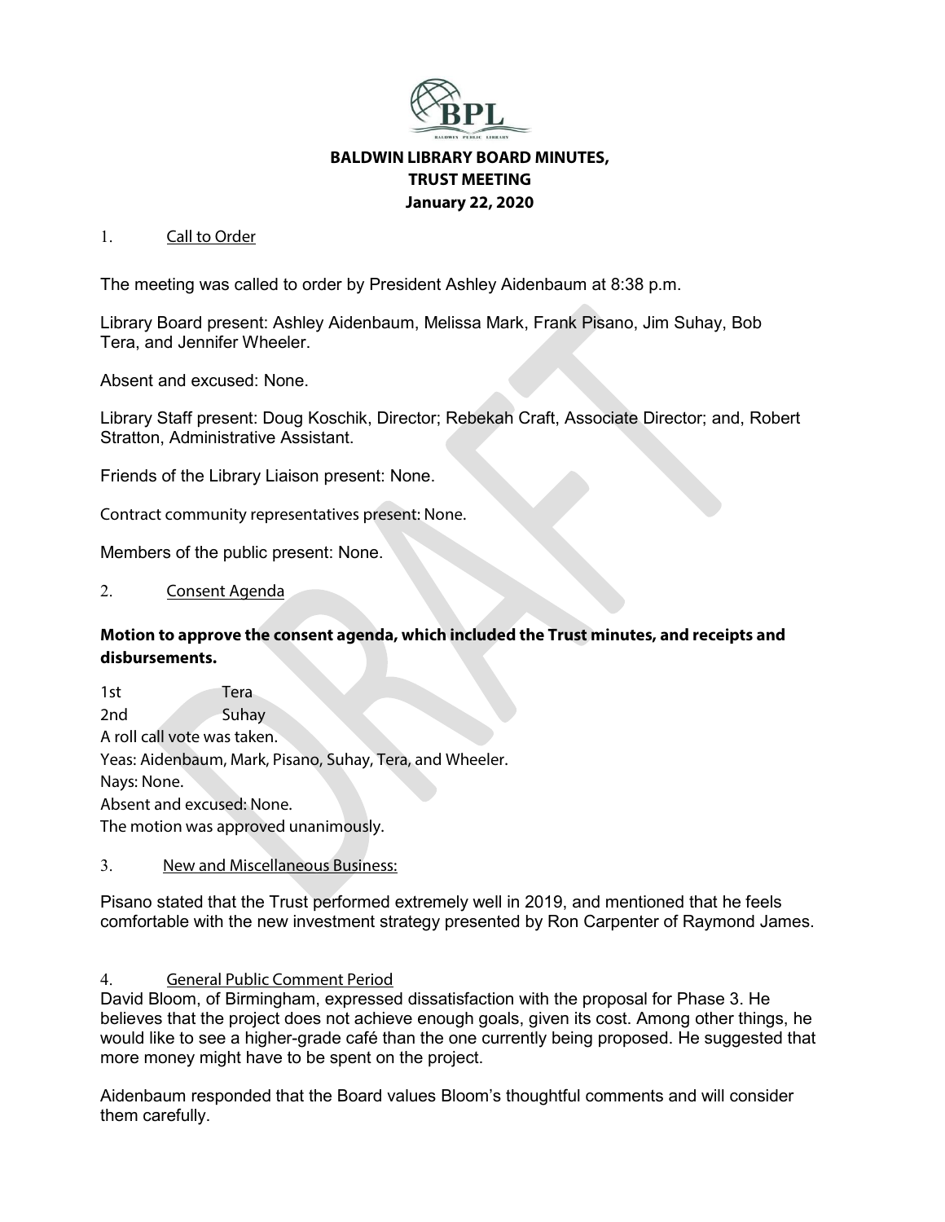# BALDWIN LIBRARY BOARD MINUTES, TRUST MEETING

## January 22, 2020

1. Call to Order

The meeting was called to order by President Ashley Aidenbaum at 8:38 p.m.

Library Board present: Ashley Aidenbaum, Melissa Mark, Frank Pisano, Jim Suhay, Bob Tera, and Jennifer Wheeler.

Absent and excused: None.

Library Staff present: Doug Koschik, Director; Rebekah Craft, Associate Director; and, Robert Stratton, Administrative Assistant.

Friends of the Library Liaison present: None.

Contract community representatives present: None.

Members of the public present: None.

2. Consent Agenda

**Motion to approve the consent agenda, which included the Trust minutes, and receipts and disbursements.**

1st Tera
2nd Suhay
A roll call vote was taken.
Yeas: Aidenbaum, Mark, Pisano, Suhay, Tera, and Wheeler.
Nays: None.
Absent and excused: None.
The motion was approved unanimously.

3. New and Miscellaneous Business:

Pisano stated that the Trust performed extremely well in 2019, and mentioned that he feels comfortable with the new investment strategy presented by Ron Carpenter of Raymond James.

4. General Public Comment Period

David Bloom, of Birmingham, expressed dissatisfaction with the proposal for Phase 3. He believes that the project does not achieve enough goals, given its cost. Among other things, he would like to see a higher-grade café than the one currently being proposed. He suggested that more money might have to be spent on the project.

Aidenbaum responded that the Board values Bloom's thoughtful comments and will consider them carefully.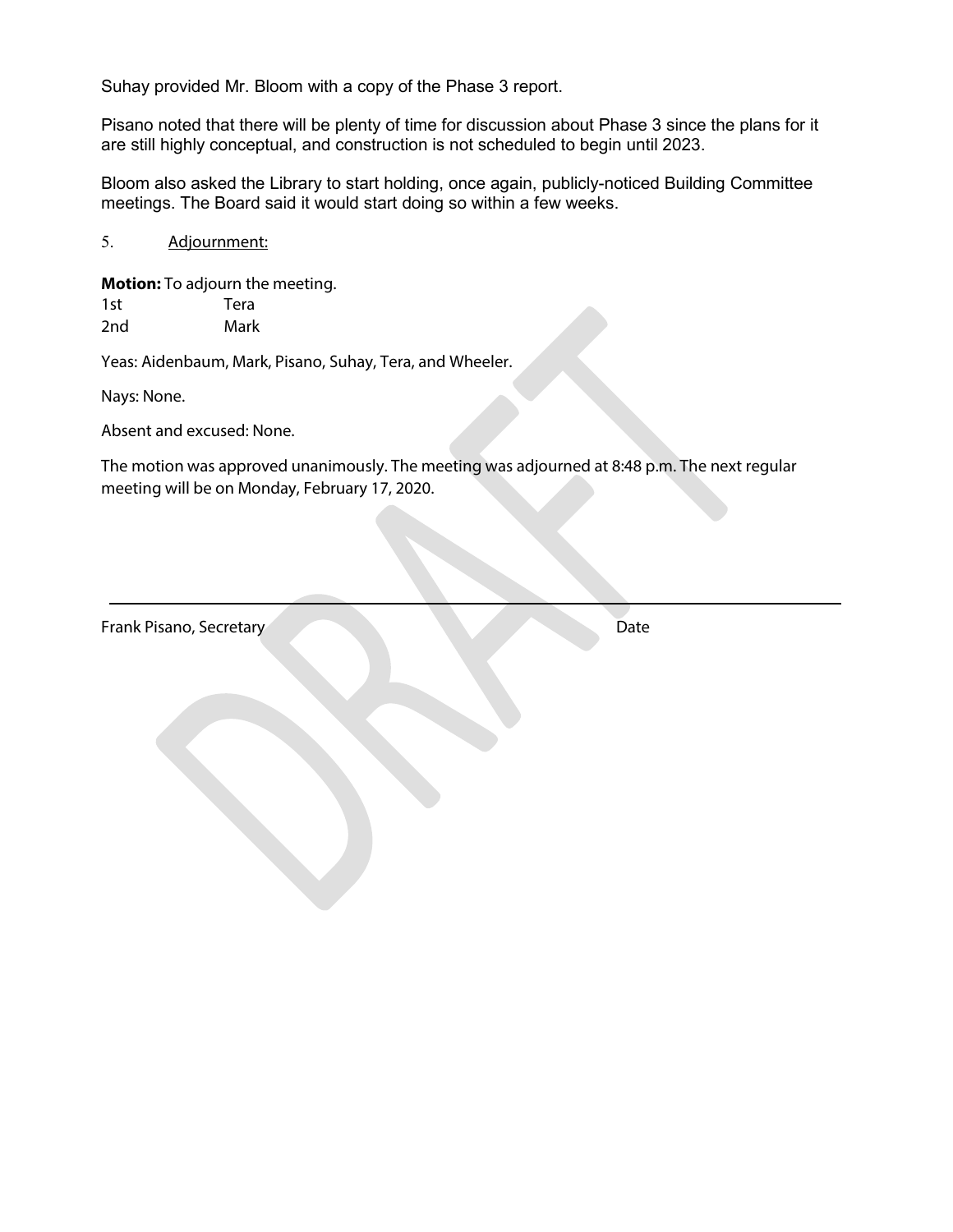Suhay provided Mr. Bloom with a copy of the Phase 3 report.

Pisano noted that there will be plenty of time for discussion about Phase 3 since the plans for it are still highly conceptual, and construction is not scheduled to begin until 2023.

Bloom also asked the Library to start holding, once again, publicly-noticed Building Committee meetings. The Board said it would start doing so within a few weeks.

5. Adjournment:

**Motion:** To adjourn the meeting.

| | |
|---|---|
| 1st | Tera |
| 2nd | Mark |

Yeas: Aidenbaum, Mark, Pisano, Suhay, Tera, and Wheeler.

Nays: None.

Absent and excused: None.

The motion was approved unanimously. The meeting was adjourned at 8:48 p.m. The next regular meeting will be on Monday, February 17, 2020.

Frank Pisano, Secretary Date